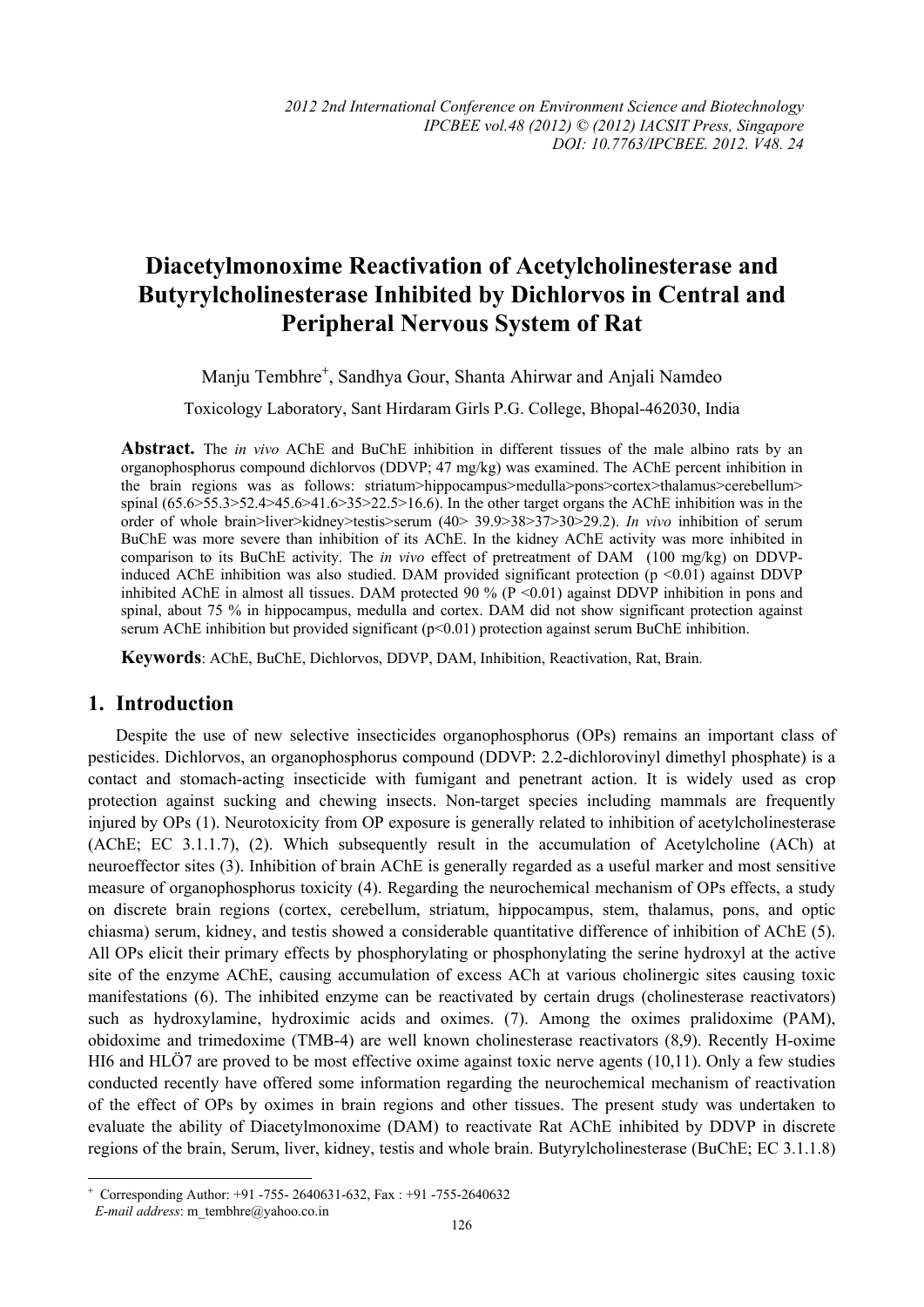# Diacetylmonoxime Reactivation of Acetylcholinesterase and Butyrylcholinesterase Inhibited by Dichlorvos in Central and Peripheral Nervous System of Rat

Manju Tembhre[+], Sandhya Gour, Shanta Ahirwar and Anjali Namdeo

Toxicology Laboratory, Sant Hirdaram Girls P.G. College, Bhopal-462030, India

**Abstract.** The *in vivo* AChE and BuChE inhibition in different tissues of the male albino rats by an organophosphorus compound dichlorvos (DDVP; 47 mg/kg) was examined. The AChE percent inhibition in the brain regions was as follows: striatum>hippocampus>medulla>pons>cortex>thalamus>cerebellum> spinal (65.6>55.3>52.4>45.6>41.6>35>22.5>16.6). In the other target organs the AChE inhibition was in the order of whole brain>liver>kidney>testis>serum (40> 39.9>38>37>30>29.2). *In vivo* inhibition of serum BuChE was more severe than inhibition of its AChE. In the kidney AChE activity was more inhibited in comparison to its BuChE activity. The *in vivo* effect of pretreatment of DAM (100 mg/kg) on DDVP-induced AChE inhibition was also studied. DAM provided significant protection ($p < 0.01$) against DDVP inhibited AChE in almost all tissues. DAM protected 90 % ($P < 0.01$) against DDVP inhibition in pons and spinal, about 75 % in hippocampus, medulla and cortex. DAM did not show significant protection against serum AChE inhibition but provided significant ($p < 0.01$) protection against serum BuChE inhibition.

**Keywords**: AChE, BuChE, Dichlorvos, DDVP, DAM, Inhibition, Reactivation, Rat, Brain.

## 1. Introduction

Despite the use of new selective insecticides organophosphorus (OPs) remains an important class of pesticides. Dichlorvos, an organophosphorus compound (DDVP: 2.2-dichlorovinyl dimethyl phosphate) is a contact and stomach-acting insecticide with fumigant and penetrant action. It is widely used as crop protection against sucking and chewing insects. Non-target species including mammals are frequently injured by OPs (1). Neurotoxicity from OP exposure is generally related to inhibition of acetylcholinesterase (AChE; EC 3.1.1.7), (2). Which subsequently result in the accumulation of Acetylcholine (ACh) at neuroeffector sites (3). Inhibition of brain AChE is generally regarded as a useful marker and most sensitive measure of organophosphorus toxicity (4). Regarding the neurochemical mechanism of OPs effects, a study on discrete brain regions (cortex, cerebellum, striatum, hippocampus, stem, thalamus, pons, and optic chiasma) serum, kidney, and testis showed a considerable quantitative difference of inhibition of AChE (5). All OPs elicit their primary effects by phosphorylating or phosphonylating the serine hydroxyl at the active site of the enzyme AChE, causing accumulation of excess ACh at various cholinergic sites causing toxic manifestations (6). The inhibited enzyme can be reactivated by certain drugs (cholinesterase reactivators) such as hydroxylamine, hydroximic acids and oximes. (7). Among the oximes pralidoxime (PAM), obidoxime and trimedoxime (TMB-4) are well known cholinesterase reactivators (8,9). Recently H-oxime HI6 and HLÖ7 are proved to be most effective oxime against toxic nerve agents (10,11). Only a few studies conducted recently have offered some information regarding the neurochemical mechanism of reactivation of the effect of OPs by oximes in brain regions and other tissues. The present study was undertaken to evaluate the ability of Diacetylmonoxime (DAM) to reactivate Rat AChE inhibited by DDVP in discrete regions of the brain, Serum, liver, kidney, testis and whole brain. Butyrylcholinesterase (BuChE; EC 3.1.1.8)

[+] Corresponding Author: +91 -755- 2640631-632, Fax : +91 -755-2640632
*E-mail address*: m_tembhre@yahoo.co.in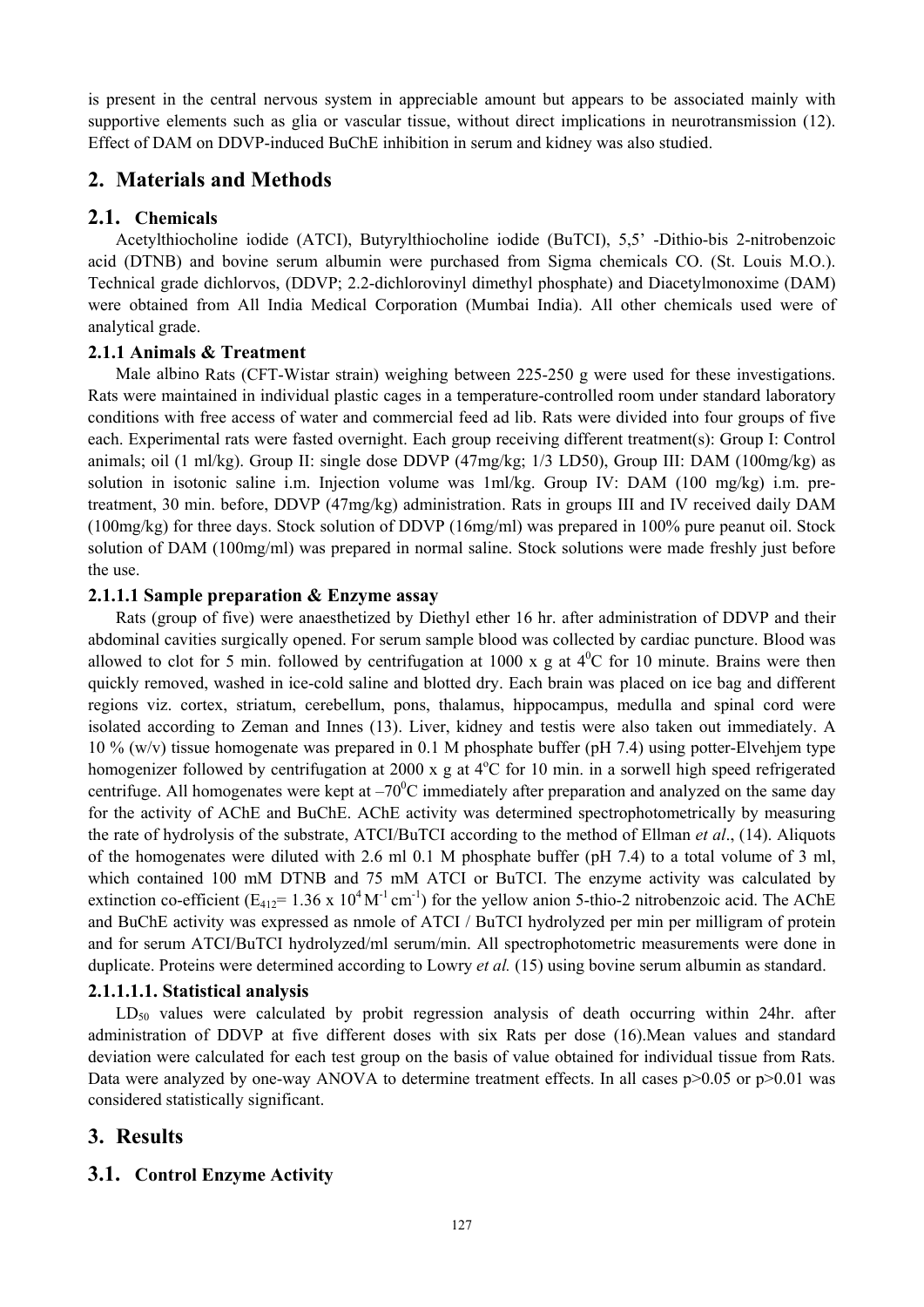is present in the central nervous system in appreciable amount but appears to be associated mainly with supportive elements such as glia or vascular tissue, without direct implications in neurotransmission (12). Effect of DAM on DDVP-induced BuChE inhibition in serum and kidney was also studied.

## 2. Materials and Methods

### 2.1. Chemicals

Acetylthiocholine iodide (ATCI), Butyrylthiocholine iodide (BuTCI), 5,5' -Dithio-bis 2-nitrobenzoic acid (DTNB) and bovine serum albumin were purchased from Sigma chemicals CO. (St. Louis M.O.). Technical grade dichlorvos, (DDVP; 2.2-dichlorovinyl dimethyl phosphate) and Diacetylmonoxime (DAM) were obtained from All India Medical Corporation (Mumbai India). All other chemicals used were of analytical grade.

#### 2.1.1 Animals & Treatment

Male albino Rats (CFT-Wistar strain) weighing between 225-250 g were used for these investigations. Rats were maintained in individual plastic cages in a temperature-controlled room under standard laboratory conditions with free access of water and commercial feed ad lib. Rats were divided into four groups of five each. Experimental rats were fasted overnight. Each group receiving different treatment(s): Group I: Control animals; oil (1 ml/kg). Group II: single dose DDVP (47mg/kg; 1/3 LD50), Group III: DAM (100mg/kg) as solution in isotonic saline i.m. Injection volume was 1ml/kg. Group IV: DAM (100 mg/kg) i.m. pre-treatment, 30 min. before, DDVP (47mg/kg) administration. Rats in groups III and IV received daily DAM (100mg/kg) for three days. Stock solution of DDVP (16mg/ml) was prepared in 100% pure peanut oil. Stock solution of DAM (100mg/ml) was prepared in normal saline. Stock solutions were made freshly just before the use.

##### 2.1.1.1 Sample preparation & Enzyme assay

Rats (group of five) were anaesthetized by Diethyl ether 16 hr. after administration of DDVP and their abdominal cavities surgically opened. For serum sample blood was collected by cardiac puncture. Blood was allowed to clot for 5 min. followed by centrifugation at 1000 x g at $4^0$C for 10 minute. Brains were then quickly removed, washed in ice-cold saline and blotted dry. Each brain was placed on ice bag and different regions viz. cortex, striatum, cerebellum, pons, thalamus, hippocampus, medulla and spinal cord were isolated according to Zeman and Innes (13). Liver, kidney and testis were also taken out immediately. A 10 % (w/v) tissue homogenate was prepared in 0.1 M phosphate buffer (pH 7.4) using potter-Elvehjem type homogenizer followed by centrifugation at 2000 x g at $4^o$C for 10 min. in a sorwell high speed refrigerated centrifuge. All homogenates were kept at $-70^0$C immediately after preparation and analyzed on the same day for the activity of AChE and BuChE. AChE activity was determined spectrophotometrically by measuring the rate of hydrolysis of the substrate, ATCI/BuTCI according to the method of Ellman *et al*., (14). Aliquots of the homogenates were diluted with 2.6 ml 0.1 M phosphate buffer (pH 7.4) to a total volume of 3 ml, which contained 100 mM DTNB and 75 mM ATCI or BuTCI. The enzyme activity was calculated by extinction co-efficient ($E_{412}$= 1.36 x $10^4$ $M^{-1}$ $cm^{-1}$) for the yellow anion 5-thio-2 nitrobenzoic acid. The AChE and BuChE activity was expressed as nmole of ATCI / BuTCI hydrolyzed per min per milligram of protein and for serum ATCI/BuTCI hydrolyzed/ml serum/min. All spectrophotometric measurements were done in duplicate. Proteins were determined according to Lowry *et al.* (15) using bovine serum albumin as standard.

###### 2.1.1.1.1. Statistical analysis

$LD_{50}$ values were calculated by probit regression analysis of death occurring within 24hr. after administration of DDVP at five different doses with six Rats per dose (16).Mean values and standard deviation were calculated for each test group on the basis of value obtained for individual tissue from Rats. Data were analyzed by one-way ANOVA to determine treatment effects. In all cases $p>0.05$ or $p>0.01$ was considered statistically significant.

## 3. Results

### 3.1. Control Enzyme Activity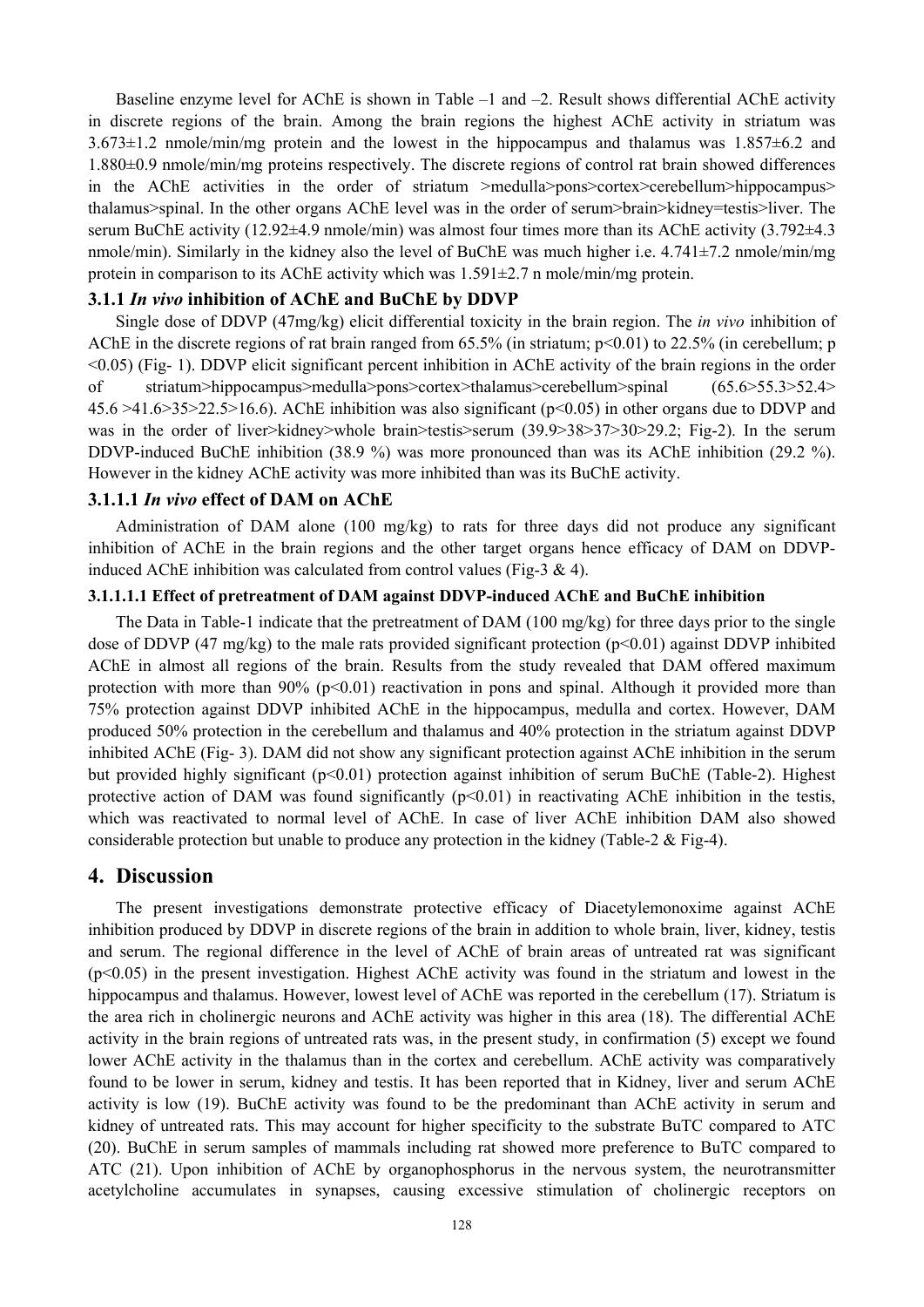Baseline enzyme level for AChE is shown in Table –1 and –2. Result shows differential AChE activity in discrete regions of the brain. Among the brain regions the highest AChE activity in striatum was 3.673±1.2 nmole/min/mg protein and the lowest in the hippocampus and thalamus was 1.857±6.2 and 1.880±0.9 nmole/min/mg proteins respectively. The discrete regions of control rat brain showed differences in the AChE activities in the order of striatum >medulla>pons>cortex>cerebellum>hippocampus> thalamus>spinal. In the other organs AChE level was in the order of serum>brain>kidney=testis>liver. The serum BuChE activity (12.92±4.9 nmole/min) was almost four times more than its AChE activity (3.792±4.3 nmole/min). Similarly in the kidney also the level of BuChE was much higher i.e. 4.741±7.2 nmole/min/mg protein in comparison to its AChE activity which was 1.591±2.7 n mole/min/mg protein.

### 3.1.1 *In vivo* inhibition of AChE and BuChE by DDVP

Single dose of DDVP (47mg/kg) elicit differential toxicity in the brain region. The *in vivo* inhibition of AChE in the discrete regions of rat brain ranged from 65.5% (in striatum; $p<0.01$) to 22.5% (in cerebellum; $p<0.05$) (Fig- 1). DDVP elicit significant percent inhibition in AChE activity of the brain regions in the order of striatum>hippocampus>medulla>pons>cortex>thalamus>cerebellum>spinal (65.6>55.3>52.4> 45.6 >41.6>35>22.5>16.6). AChE inhibition was also significant ($p<0.05$) in other organs due to DDVP and was in the order of liver>kidney>whole brain>testis>serum (39.9>38>37>30>29.2; Fig-2). In the serum DDVP-induced BuChE inhibition (38.9 %) was more pronounced than was its AChE inhibition (29.2 %). However in the kidney AChE activity was more inhibited than was its BuChE activity.

#### 3.1.1.1 *In vivo* effect of DAM on AChE

Administration of DAM alone (100 mg/kg) to rats for three days did not produce any significant inhibition of AChE in the brain regions and the other target organs hence efficacy of DAM on DDVP-induced AChE inhibition was calculated from control values (Fig-3 & 4).

##### 3.1.1.1.1 Effect of pretreatment of DAM against DDVP-induced AChE and BuChE inhibition

The Data in Table-1 indicate that the pretreatment of DAM (100 mg/kg) for three days prior to the single dose of DDVP (47 mg/kg) to the male rats provided significant protection ($p<0.01$) against DDVP inhibited AChE in almost all regions of the brain. Results from the study revealed that DAM offered maximum protection with more than 90% ($p<0.01$) reactivation in pons and spinal. Although it provided more than 75% protection against DDVP inhibited AChE in the hippocampus, medulla and cortex. However, DAM produced 50% protection in the cerebellum and thalamus and 40% protection in the striatum against DDVP inhibited AChE (Fig- 3). DAM did not show any significant protection against AChE inhibition in the serum but provided highly significant ($p<0.01$) protection against inhibition of serum BuChE (Table-2). Highest protective action of DAM was found significantly ($p<0.01$) in reactivating AChE inhibition in the testis, which was reactivated to normal level of AChE. In case of liver AChE inhibition DAM also showed considerable protection but unable to produce any protection in the kidney (Table-2 & Fig-4).

## 4. Discussion

The present investigations demonstrate protective efficacy of Diacetylemonoxime against AChE inhibition produced by DDVP in discrete regions of the brain in addition to whole brain, liver, kidney, testis and serum. The regional difference in the level of AChE of brain areas of untreated rat was significant ($p<0.05$) in the present investigation. Highest AChE activity was found in the striatum and lowest in the hippocampus and thalamus. However, lowest level of AChE was reported in the cerebellum (17). Striatum is the area rich in cholinergic neurons and AChE activity was higher in this area (18). The differential AChE activity in the brain regions of untreated rats was, in the present study, in confirmation (5) except we found lower AChE activity in the thalamus than in the cortex and cerebellum. AChE activity was comparatively found to be lower in serum, kidney and testis. It has been reported that in Kidney, liver and serum AChE activity is low (19). BuChE activity was found to be the predominant than AChE activity in serum and kidney of untreated rats. This may account for higher specificity to the substrate BuTC compared to ATC (20). BuChE in serum samples of mammals including rat showed more preference to BuTC compared to ATC (21). Upon inhibition of AChE by organophosphorus in the nervous system, the neurotransmitter acetylcholine accumulates in synapses, causing excessive stimulation of cholinergic receptors on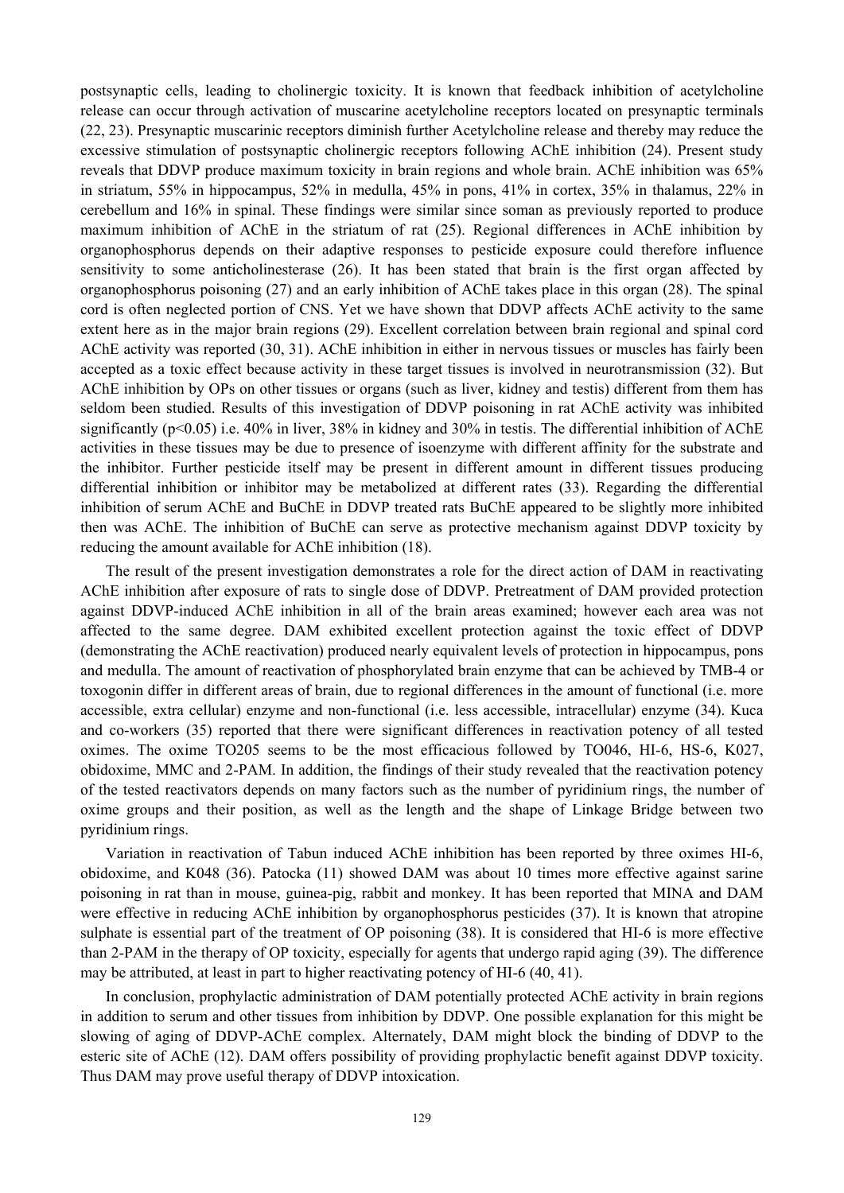postsynaptic cells, leading to cholinergic toxicity. It is known that feedback inhibition of acetylcholine release can occur through activation of muscarine acetylcholine receptors located on presynaptic terminals (22, 23). Presynaptic muscarinic receptors diminish further Acetylcholine release and thereby may reduce the excessive stimulation of postsynaptic cholinergic receptors following AChE inhibition (24). Present study reveals that DDVP produce maximum toxicity in brain regions and whole brain. AChE inhibition was 65% in striatum, 55% in hippocampus, 52% in medulla, 45% in pons, 41% in cortex, 35% in thalamus, 22% in cerebellum and 16% in spinal. These findings were similar since soman as previously reported to produce maximum inhibition of AChE in the striatum of rat (25). Regional differences in AChE inhibition by organophosphorus depends on their adaptive responses to pesticide exposure could therefore influence sensitivity to some anticholinesterase (26). It has been stated that brain is the first organ affected by organophosphorus poisoning (27) and an early inhibition of AChE takes place in this organ (28). The spinal cord is often neglected portion of CNS. Yet we have shown that DDVP affects AChE activity to the same extent here as in the major brain regions (29). Excellent correlation between brain regional and spinal cord AChE activity was reported (30, 31). AChE inhibition in either in nervous tissues or muscles has fairly been accepted as a toxic effect because activity in these target tissues is involved in neurotransmission (32). But AChE inhibition by OPs on other tissues or organs (such as liver, kidney and testis) different from them has seldom been studied. Results of this investigation of DDVP poisoning in rat AChE activity was inhibited significantly ($p<0.05$) i.e. 40% in liver, 38% in kidney and 30% in testis. The differential inhibition of AChE activities in these tissues may be due to presence of isoenzyme with different affinity for the substrate and the inhibitor. Further pesticide itself may be present in different amount in different tissues producing differential inhibition or inhibitor may be metabolized at different rates (33). Regarding the differential inhibition of serum AChE and BuChE in DDVP treated rats BuChE appeared to be slightly more inhibited then was AChE. The inhibition of BuChE can serve as protective mechanism against DDVP toxicity by reducing the amount available for AChE inhibition (18).

The result of the present investigation demonstrates a role for the direct action of DAM in reactivating AChE inhibition after exposure of rats to single dose of DDVP. Pretreatment of DAM provided protection against DDVP-induced AChE inhibition in all of the brain areas examined; however each area was not affected to the same degree. DAM exhibited excellent protection against the toxic effect of DDVP (demonstrating the AChE reactivation) produced nearly equivalent levels of protection in hippocampus, pons and medulla. The amount of reactivation of phosphorylated brain enzyme that can be achieved by TMB-4 or toxogonin differ in different areas of brain, due to regional differences in the amount of functional (i.e. more accessible, extra cellular) enzyme and non-functional (i.e. less accessible, intracellular) enzyme (34). Kuca and co-workers (35) reported that there were significant differences in reactivation potency of all tested oximes. The oxime TO205 seems to be the most efficacious followed by TO046, HI-6, HS-6, K027, obidoxime, MMC and 2-PAM. In addition, the findings of their study revealed that the reactivation potency of the tested reactivators depends on many factors such as the number of pyridinium rings, the number of oxime groups and their position, as well as the length and the shape of Linkage Bridge between two pyridinium rings.

Variation in reactivation of Tabun induced AChE inhibition has been reported by three oximes HI-6, obidoxime, and K048 (36). Patocka (11) showed DAM was about 10 times more effective against sarine poisoning in rat than in mouse, guinea-pig, rabbit and monkey. It has been reported that MINA and DAM were effective in reducing AChE inhibition by organophosphorus pesticides (37). It is known that atropine sulphate is essential part of the treatment of OP poisoning (38). It is considered that HI-6 is more effective than 2-PAM in the therapy of OP toxicity, especially for agents that undergo rapid aging (39). The difference may be attributed, at least in part to higher reactivating potency of HI-6 (40, 41).

In conclusion, prophylactic administration of DAM potentially protected AChE activity in brain regions in addition to serum and other tissues from inhibition by DDVP. One possible explanation for this might be slowing of aging of DDVP-AChE complex. Alternately, DAM might block the binding of DDVP to the esteric site of AChE (12). DAM offers possibility of providing prophylactic benefit against DDVP toxicity. Thus DAM may prove useful therapy of DDVP intoxication.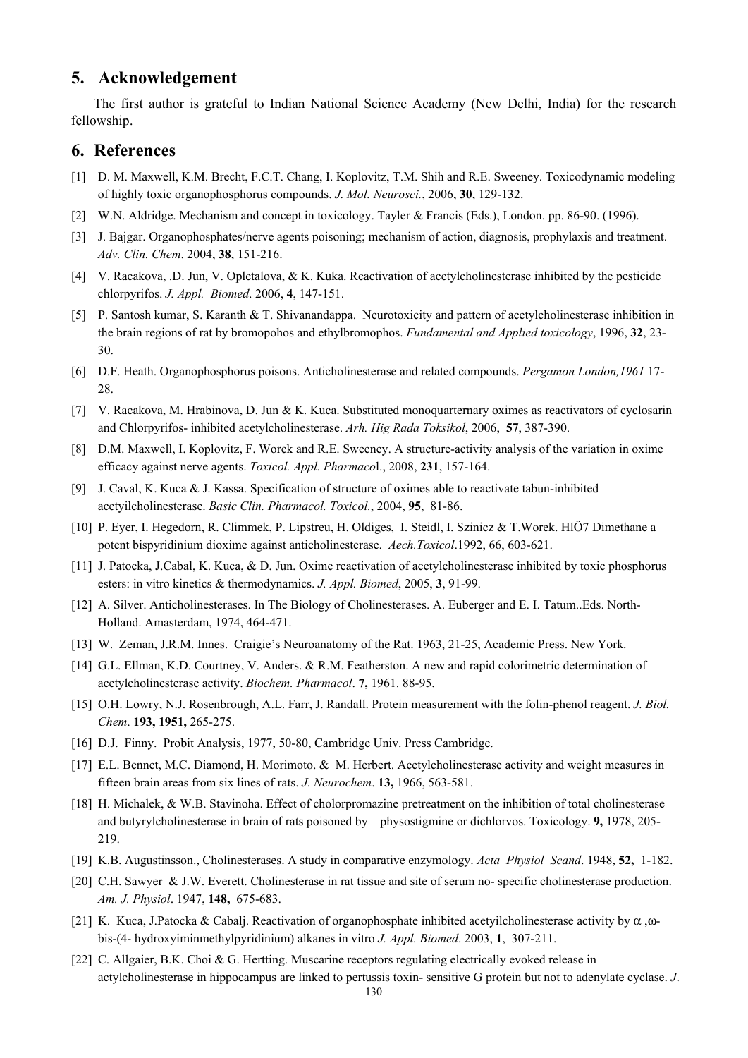## 5. Acknowledgement

The first author is grateful to Indian National Science Academy (New Delhi, India) for the research fellowship.

## 6. References

[1] D. M. Maxwell, K.M. Brecht, F.C.T. Chang, I. Koplovitz, T.M. Shih and R.E. Sweeney. Toxicodynamic modeling of highly toxic organophosphorus compounds. *J. Mol. Neurosci.*, 2006, **30**, 129-132.

[2] W.N. Aldridge. Mechanism and concept in toxicology. Tayler & Francis (Eds.), London. pp. 86-90. (1996).

[3] J. Bajgar. Organophosphates/nerve agents poisoning; mechanism of action, diagnosis, prophylaxis and treatment. *Adv. Clin. Chem*. 2004, **38**, 151-216.

[4] V. Racakova, .D. Jun, V. Opletalova, & K. Kuka. Reactivation of acetylcholinesterase inhibited by the pesticide chlorpyrifos. *J. Appl. Biomed*. 2006, **4**, 147-151.

[5] P. Santosh kumar, S. Karanth & T. Shivanandappa. Neurotoxicity and pattern of acetylcholinesterase inhibition in the brain regions of rat by bromopohos and ethylbromophos. *Fundamental and Applied toxicology*, 1996, **32**, 23-30.

[6] D.F. Heath. Organophosphorus poisons. Anticholinesterase and related compounds. *Pergamon London,1961* 17-28.

[7] V. Racakova, M. Hrabinova, D. Jun & K. Kuca. Substituted monoquarternary oximes as reactivators of cyclosarin and Chlorpyrifos- inhibited acetylcholinesterase. *Arh. Hig Rada Toksikol*, 2006, **57**, 387-390.

[8] D.M. Maxwell, I. Koplovitz, F. Worek and R.E. Sweeney. A structure-activity analysis of the variation in oxime efficacy against nerve agents. *Toxicol. Appl. Pharmaco*l., 2008, **231**, 157-164.

[9] J. Caval, K. Kuca & J. Kassa. Specification of structure of oximes able to reactivate tabun-inhibited acetyilcholinesterase. *Basic Clin. Pharmacol. Toxicol.*, 2004, **95**, 81-86.

[10] P. Eyer, I. Hegedorn, R. Climmek, P. Lipstreu, H. Oldiges, I. Steidl, I. Szinicz & T.Worek. HlÖ7 Dimethane a potent bispyridinium dioxime against anticholinesterase. *Aech.Toxicol*.1992, 66, 603-621.

[11] J. Patocka, J.Cabal, K. Kuca, & D. Jun. Oxime reactivation of acetylcholinesterase inhibited by toxic phosphorus esters: in vitro kinetics & thermodynamics. *J. Appl. Biomed*, 2005, **3**, 91-99.

[12] A. Silver. Anticholinesterases. In The Biology of Cholinesterases. A. Euberger and E. I. Tatum..Eds. North-Holland. Amasterdam, 1974, 464-471.

[13] W. Zeman, J.R.M. Innes. Craigie's Neuroanatomy of the Rat. 1963, 21-25, Academic Press. New York.

[14] G.L. Ellman, K.D. Courtney, V. Anders. & R.M. Featherston. A new and rapid colorimetric determination of acetylcholinesterase activity. *Biochem. Pharmacol*. **7,** 1961. 88-95.

[15] O.H. Lowry, N.J. Rosenbrough, A.L. Farr, J. Randall. Protein measurement with the folin-phenol reagent. *J. Biol. Chem*. **193, 1951,** 265-275.

[16] D.J. Finny. Probit Analysis, 1977, 50-80, Cambridge Univ. Press Cambridge.

[17] E.L. Bennet, M.C. Diamond, H. Morimoto. & M. Herbert. Acetylcholinesterase activity and weight measures in fifteen brain areas from six lines of rats. *J. Neurochem*. **13,** 1966, 563-581.

[18] H. Michalek, & W.B. Stavinoha. Effect of cholorpromazine pretreatment on the inhibition of total cholinesterase and butyrylcholinesterase in brain of rats poisoned by physostigmine or dichlorvos. Toxicology. **9,** 1978, 205-219.

[19] K.B. Augustinsson., Cholinesterases. A study in comparative enzymology. *Acta Physiol Scand*. 1948, **52,** 1-182.

[20] C.H. Sawyer & J.W. Everett. Cholinesterase in rat tissue and site of serum no- specific cholinesterase production. *Am. J. Physiol*. 1947, **148,** 675-683.

[21] K. Kuca, J.Patocka & Cabalj. Reactivation of organophosphate inhibited acetyilcholinesterase activity by $\alpha$ ,$\omega$-bis-(4- hydroxyiminmethylpyridinium) alkanes in vitro *J. Appl. Biomed*. 2003, **1**, 307-211.

[22] C. Allgaier, B.K. Choi & G. Hertting. Muscarine receptors regulating electrically evoked release in actylcholinesterase in hippocampus are linked to pertussis toxin- sensitive G protein but not to adenylate cyclase. *J.*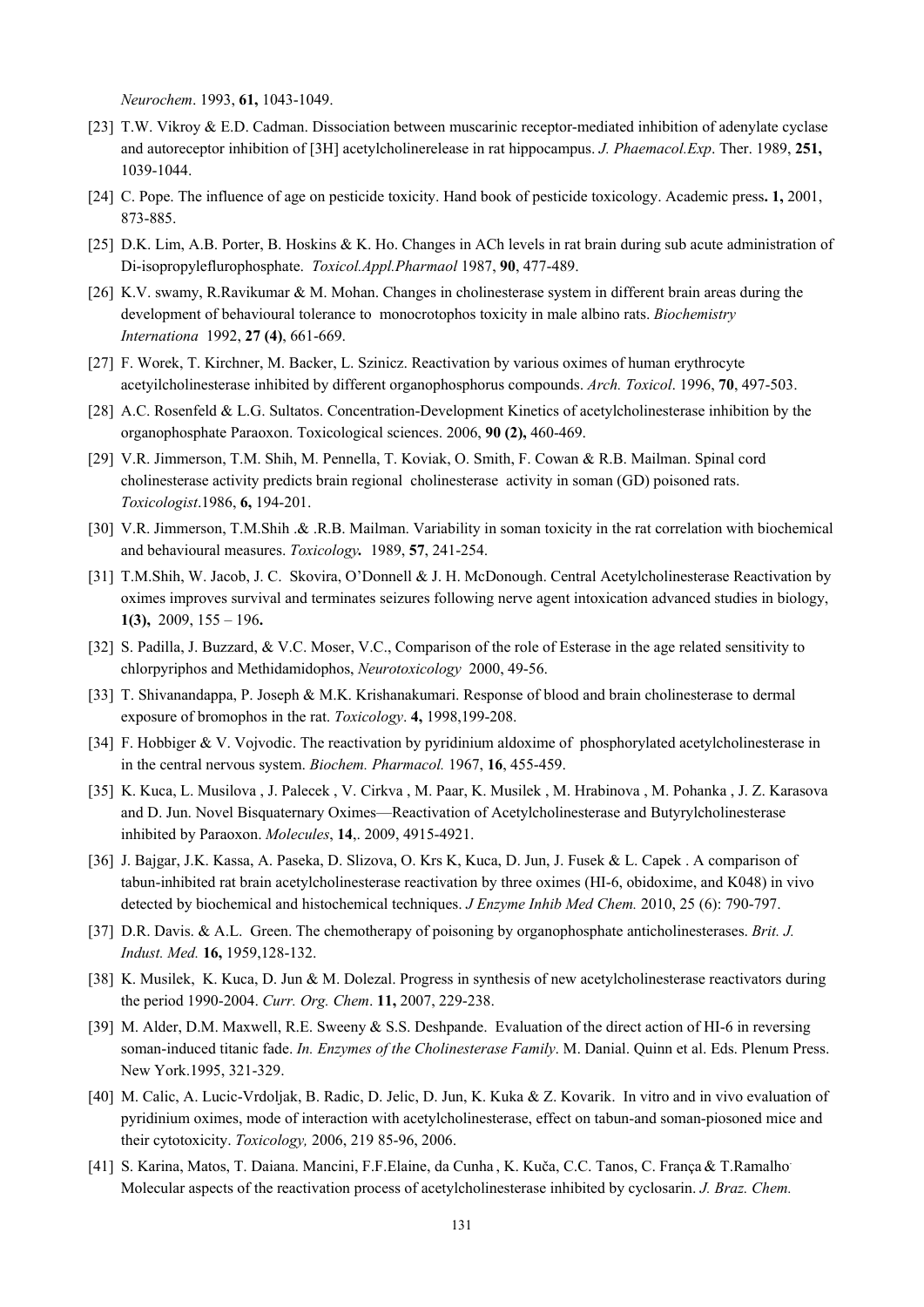*Neurochem*. 1993, **61,** 1043-1049.

[23] T.W. Vikroy & E.D. Cadman. Dissociation between muscarinic receptor-mediated inhibition of adenylate cyclase and autoreceptor inhibition of [3H] acetylcholinerelease in rat hippocampus. *J. Phaemacol.Exp*. Ther. 1989, **251,** 1039-1044.

[24] C. Pope. The influence of age on pesticide toxicity. Hand book of pesticide toxicology. Academic press**. 1,** 2001, 873-885.

[25] D.K. Lim, A.B. Porter, B. Hoskins & K. Ho. Changes in ACh levels in rat brain during sub acute administration of Di-isopropyleflurophosphate. *Toxicol.Appl.Pharmaol* 1987, **90**, 477-489.

[26] K.V. swamy, R.Ravikumar & M. Mohan. Changes in cholinesterase system in different brain areas during the development of behavioural tolerance to monocrotophos toxicity in male albino rats. *Biochemistry Internationa* 1992, **27 (4)**, 661-669.

[27] F. Worek, T. Kirchner, M. Backer, L. Szinicz. Reactivation by various oximes of human erythrocyte acetyilcholinesterase inhibited by different organophosphorus compounds. *Arch. Toxicol*. 1996, **70**, 497-503.

[28] A.C. Rosenfeld & L.G. Sultatos. Concentration-Development Kinetics of acetylcholinesterase inhibition by the organophosphate Paraoxon. Toxicological sciences. 2006, **90 (2),** 460-469.

[29] V.R. Jimmerson, T.M. Shih, M. Pennella, T. Koviak, O. Smith, F. Cowan & R.B. Mailman. Spinal cord cholinesterase activity predicts brain regional cholinesterase activity in soman (GD) poisoned rats. *Toxicologist*.1986, **6,** 194-201.

[30] V.R. Jimmerson, T.M.Shih .& .R.B. Mailman. Variability in soman toxicity in the rat correlation with biochemical and behavioural measures. *Toxicology.* 1989, **57**, 241-254.

[31] T.M.Shih, W. Jacob, J. C. Skovira, O'Donnell & J. H. McDonough. Central Acetylcholinesterase Reactivation by oximes improves survival and terminates seizures following nerve agent intoxication advanced studies in biology, **1(3),** 2009, 155 – 196**.**

[32] S. Padilla, J. Buzzard, & V.C. Moser, V.C., Comparison of the role of Esterase in the age related sensitivity to chlorpyriphos and Methidamidophos, *Neurotoxicology* 2000, 49-56.

[33] T. Shivanandappa, P. Joseph & M.K. Krishanakumari. Response of blood and brain cholinesterase to dermal exposure of bromophos in the rat. *Toxicology*. **4,** 1998,199-208.

[34] F. Hobbiger & V. Vojvodic. The reactivation by pyridinium aldoxime of phosphorylated acetylcholinesterase in in the central nervous system. *Biochem. Pharmacol.* 1967, **16**, 455-459.

[35] K. Kuca, L. Musilova , J. Palecek , V. Cirkva , M. Paar, K. Musilek , M. Hrabinova , M. Pohanka , J. Z. Karasova and D. Jun. Novel Bisquaternary Oximes—Reactivation of Acetylcholinesterase and Butyrylcholinesterase inhibited by Paraoxon. *Molecules*, **14**,. 2009, 4915-4921.

[36] J. Bajgar, J.K. Kassa, A. Paseka, D. Slizova, O. Krs K, Kuca, D. Jun, J. Fusek & L. Capek . A comparison of tabun-inhibited rat brain acetylcholinesterase reactivation by three oximes (HI-6, obidoxime, and K048) in vivo detected by biochemical and histochemical techniques. *J Enzyme Inhib Med Chem.* 2010, 25 (6): 790-797.

[37] D.R. Davis. & A.L. Green. The chemotherapy of poisoning by organophosphate anticholinesterases. *Brit. J. Indust. Med.* **16,** 1959,128-132.

[38] K. Musilek, K. Kuca, D. Jun & M. Dolezal. Progress in synthesis of new acetylcholinesterase reactivators during the period 1990-2004. *Curr. Org. Chem*. **11,** 2007, 229-238.

[39] M. Alder, D.M. Maxwell, R.E. Sweeny & S.S. Deshpande. Evaluation of the direct action of HI-6 in reversing soman-induced titanic fade. *In. Enzymes of the Cholinesterase Family*. M. Danial. Quinn et al. Eds. Plenum Press. New York.1995, 321-329.

[40] M. Calic, A. Lucic-Vrdoljak, B. Radic, D. Jelic, D. Jun, K. Kuka & Z. Kovarik. In vitro and in vivo evaluation of pyridinium oximes, mode of interaction with acetylcholinesterase, effect on tabun-and soman-piosoned mice and their cytotoxicity. *Toxicology,* 2006, 219 85-96, 2006.

[41] S. Karina, Matos, T. Daiana. Mancini, F.F.Elaine, da Cunha , K. Kuča, C.C. Tanos, C. França & T.Ramalho. Molecular aspects of the reactivation process of acetylcholinesterase inhibited by cyclosarin. *J. Braz. Chem.*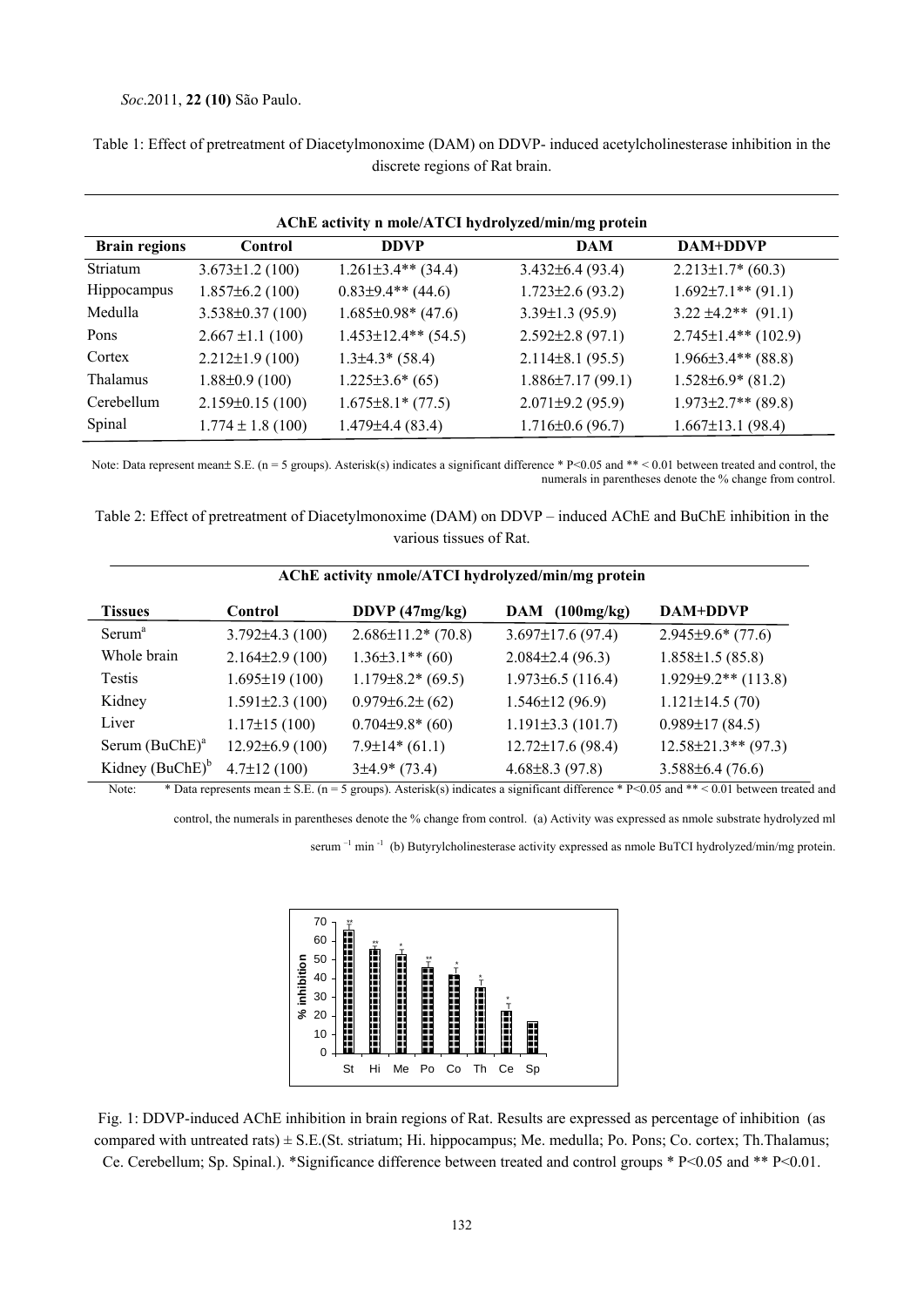Table 1: Effect of pretreatment of Diacetylmonoxime (DAM) on DDVP- induced acetylcholinesterase inhibition in the discrete regions of Rat brain.

| AChE activity n mole/ATCI hydrolyzed/min/mg protein | | | | |
|---|---|---|---|---|
| **Brain regions** | **Control** | **DDVP** | **DAM** | **DAM+DDVP** |
| Striatum | 3.673±1.2 (100) | 1.261±3.4** (34.4) | 3.432±6.4 (93.4) | 2.213±1.7* (60.3) |
| Hippocampus | 1.857±6.2 (100) | 0.83±9.4** (44.6) | 1.723±2.6 (93.2) | 1.692±7.1** (91.1) |
| Medulla | 3.538±0.37 (100) | 1.685±0.98* (47.6) | 3.39±1.3 (95.9) | 3.22 ±4.2** (91.1) |
| Pons | 2.667 ±1.1 (100) | 1.453±12.4** (54.5) | 2.592±2.8 (97.1) | 2.745±1.4** (102.9) |
| Cortex | 2.212±1.9 (100) | 1.3±4.3* (58.4) | 2.114±8.1 (95.5) | 1.966±3.4** (88.8) |
| Thalamus | 1.88±0.9 (100) | 1.225±3.6* (65) | 1.886±7.17 (99.1) | 1.528±6.9* (81.2) |
| Cerebellum | 2.159±0.15 (100) | 1.675±8.1* (77.5) | 2.071±9.2 (95.9) | 1.973±2.7** (89.8) |
| Spinal | 1.774 ± 1.8 (100) | 1.479±4.4 (83.4) | 1.716±0.6 (96.7) | 1.667±13.1 (98.4) |

Note: Data represent mean± S.E. (n = 5 groups). Asterisk(s) indicates a significant difference * P<0.05 and ** < 0.01 between treated and control, the numerals in parentheses denote the % change from control.

Table 2: Effect of pretreatment of Diacetylmonoxime (DAM) on DDVP – induced AChE and BuChE inhibition in the various tissues of Rat.

| AChE activity nmole/ATCI hydrolyzed/min/mg protein | | | | |
|---|---|---|---|---|
| **Tissues** | **Control** | **DDVP (47mg/kg)** | **DAM (100mg/kg)** | **DAM+DDVP** |
| Serum[a] | 3.792±4.3 (100) | 2.686±11.2* (70.8) | 3.697±17.6 (97.4) | 2.945±9.6* (77.6) |
| Whole brain | 2.164±2.9 (100) | 1.36±3.1** (60) | 2.084±2.4 (96.3) | 1.858±1.5 (85.8) |
| Testis | 1.695±19 (100) | 1.179±8.2* (69.5) | 1.973±6.5 (116.4) | 1.929±9.2** (113.8) |
| Kidney | 1.591±2.3 (100) | 0.979±6.2± (62) | 1.546±12 (96.9) | 1.121±14.5 (70) |
| Liver | 1.17±15 (100) | 0.704±9.8* (60) | 1.191±3.3 (101.7) | 0.989±17 (84.5) |
| Serum (BuChE)[a] | 12.92±6.9 (100) | 7.9±14* (61.1) | 12.72±17.6 (98.4) | 12.58±21.3** (97.3) |
| Kidney (BuChE)[b] | 4.7±12 (100) | 3±4.9* (73.4) | 4.68±8.3 (97.8) | 3.588±6.4 (76.6) |

Note: * Data represents mean ± S.E. (n = 5 groups). Asterisk(s) indicates a significant difference * P<0.05 and ** < 0.01 between treated and control, the numerals in parentheses denote the % change from control. (a) Activity was expressed as nmole substrate hydrolyzed ml serum $^{-1}$ min $^{-1}$ (b) Butyrylcholinesterase activity expressed as nmole BuTCI hydrolyzed/min/mg protein.

Fig. 1: DDVP-induced AChE inhibition in brain regions of Rat. Results are expressed as percentage of inhibition (as compared with untreated rats) ± S.E.(St. striatum; Hi. hippocampus; Me. medulla; Po. Pons; Co. cortex; Th.Thalamus; Ce. Cerebellum; Sp. Spinal.). *Significance difference between treated and control groups * P<0.05 and ** P<0.01.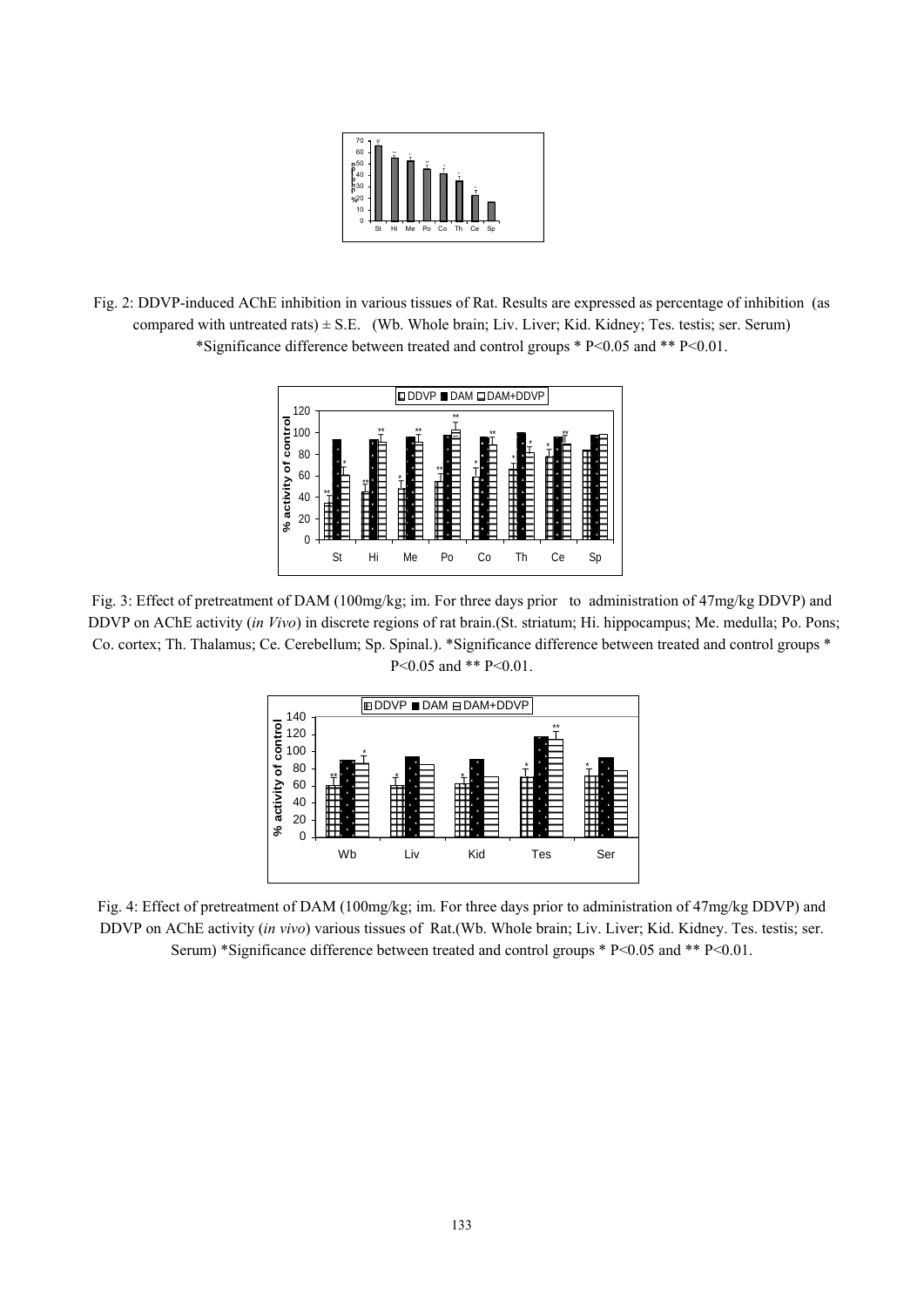70
60
50
40
30
20
10
0

St Hi Me Po Co Th Ce Sp

Fig. 2: DDVP-induced AChE inhibition in various tissues of Rat. Results are expressed as percentage of inhibition (as compared with untreated rats) ± S.E. (Wb. Whole brain; Liv. Liver; Kid. Kidney; Tes. testis; ser. Serum) *Significance difference between treated and control groups * P<0.05 and ** P<0.01.

DDVP DAM DAM+DDVP

% activity of control

120
100
80
60
40
20
0

St Hi Me Po Co Th Ce Sp

Fig. 3: Effect of pretreatment of DAM (100mg/kg; im. For three days prior to administration of 47mg/kg DDVP) and DDVP on AChE activity (*in Vivo*) in discrete regions of rat brain.(St. striatum; Hi. hippocampus; Me. medulla; Po. Pons; Co. cortex; Th. Thalamus; Ce. Cerebellum; Sp. Spinal.). *Significance difference between treated and control groups * P<0.05 and ** P<0.01.

DDVP DAM DAM+DDVP

% activity of control

140
120
100
80
60
40
20
0

Wb Liv Kid Tes Ser

Fig. 4: Effect of pretreatment of DAM (100mg/kg; im. For three days prior to administration of 47mg/kg DDVP) and DDVP on AChE activity (*in vivo*) various tissues of Rat.(Wb. Whole brain; Liv. Liver; Kid. Kidney. Tes. testis; ser. Serum) *Significance difference between treated and control groups * P<0.05 and ** P<0.01.